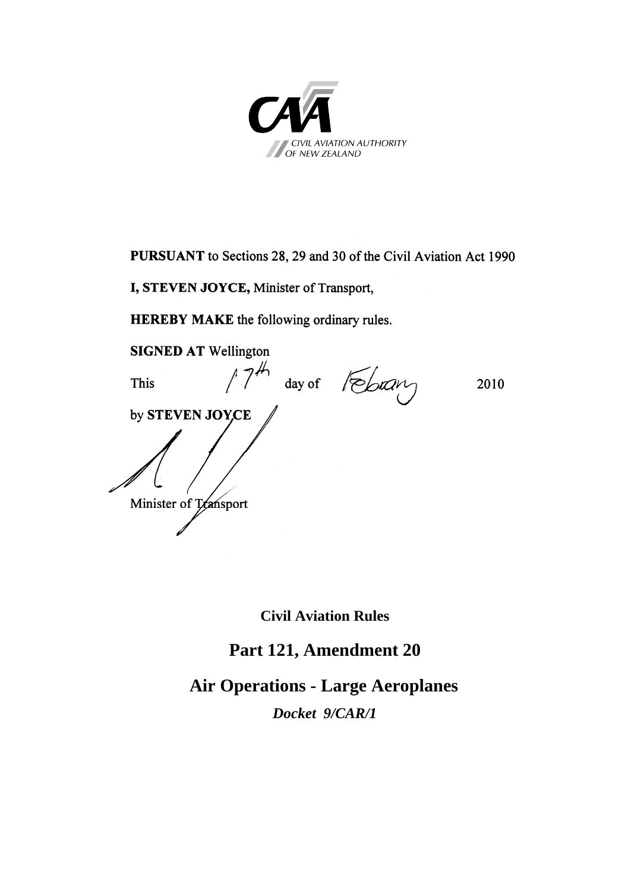CIVIL AVIATION AUTHORITY OF NEW ZEALAND

**PURSUANT** to Sections 28, 29 and 30 of the Civil Aviation Act 1990

**I, STEVEN JOYCE,** Minister of Transport,

**HEREBY MAKE** the following ordinary rules.

**SIGNED AT** Wellington

This 17th day of February 2010

by **STEVEN JOYCE**

Minister of Transport

**Civil Aviation Rules**

# Part 121, Amendment 20

# Air Operations - Large Aeroplanes

***Docket 9/CAR/1***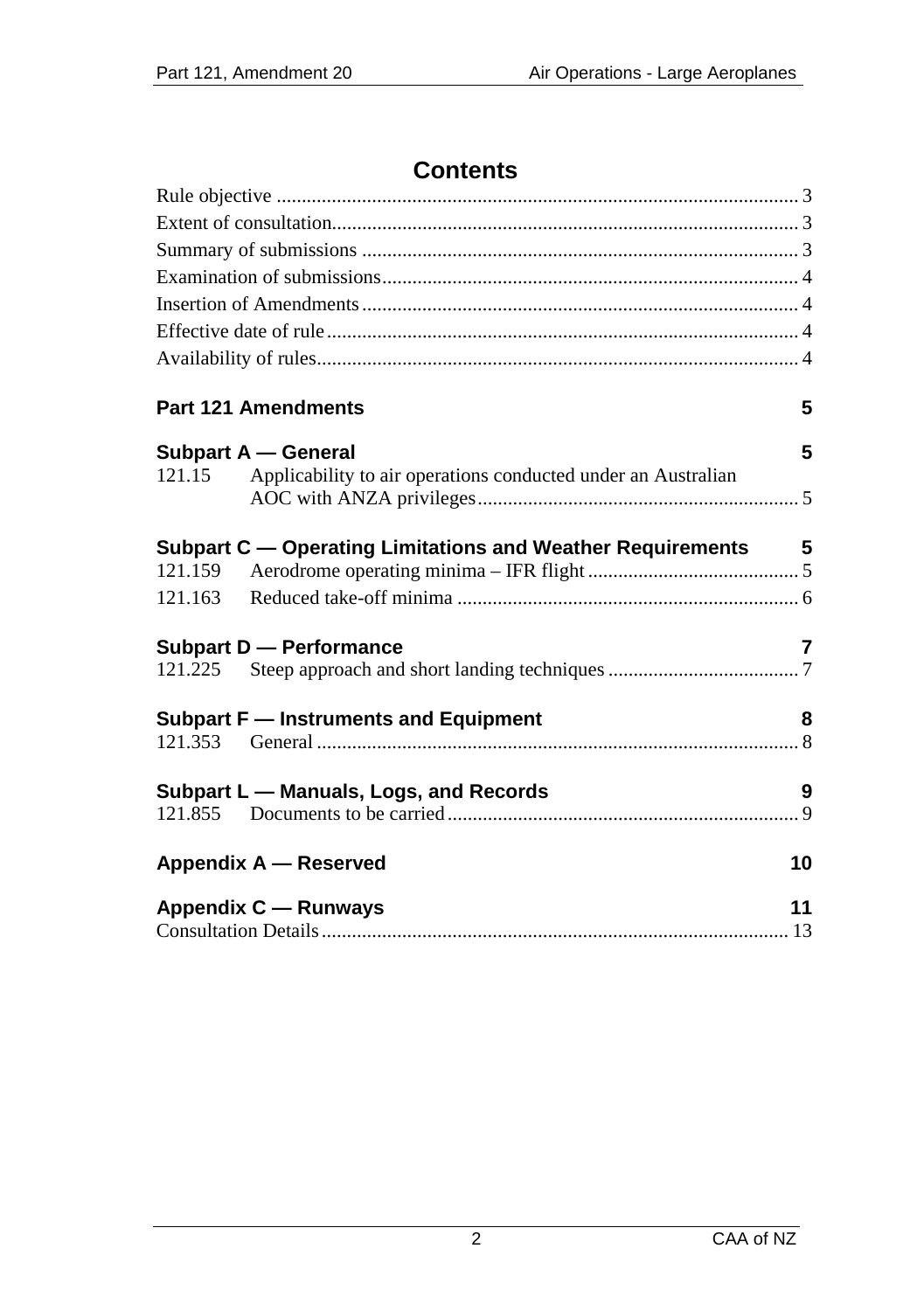# Contents

Rule objective ........................................................................................................ 3
Extent of consultation............................................................................................. 3
Summary of submissions ....................................................................................... 3
Examination of submissions................................................................................... 4
Insertion of Amendments ....................................................................................... 4
Effective date of rule .............................................................................................. 4
Availability of rules................................................................................................. 4

**Part 121 Amendments** 5

**Subpart A — General** 5

121.15 Applicability to air operations conducted under an Australian AOC with ANZA privileges................................................................ 5

**Subpart C — Operating Limitations and Weather Requirements** 5

121.159 Aerodrome operating minima – IFR flight .......................................... 5
121.163 Reduced take-off minima .................................................................... 6

**Subpart D — Performance** 7

121.225 Steep approach and short landing techniques ...................................... 7

**Subpart F — Instruments and Equipment** 8

121.353 General ................................................................................................ 8

**Subpart L — Manuals, Logs, and Records** 9

121.855 Documents to be carried...................................................................... 9

**Appendix A — Reserved** 10

**Appendix C — Runways** 11

Consultation Details............................................................................................. 13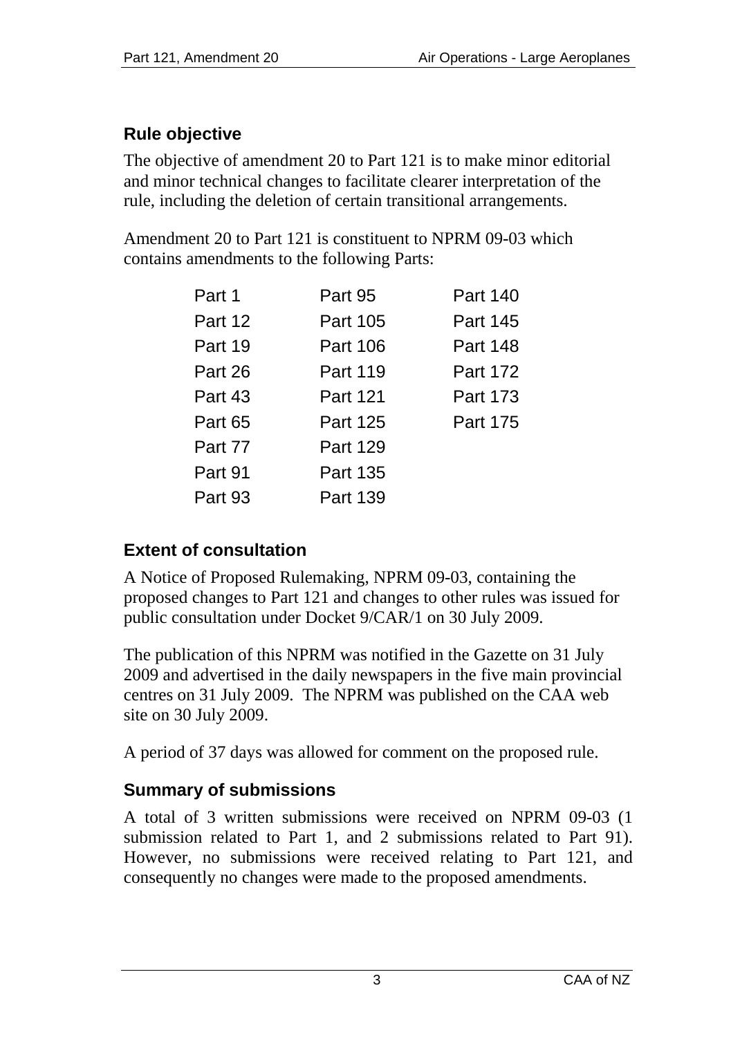## Rule objective

The objective of amendment 20 to Part 121 is to make minor editorial and minor technical changes to facilitate clearer interpretation of the rule, including the deletion of certain transitional arrangements.

Amendment 20 to Part 121 is constituent to NPRM 09-03 which contains amendments to the following Parts:

| | | |
|---|---|---|
| Part 1 | Part 95 | Part 140 |
| Part 12 | Part 105 | Part 145 |
| Part 19 | Part 106 | Part 148 |
| Part 26 | Part 119 | Part 172 |
| Part 43 | Part 121 | Part 173 |
| Part 65 | Part 125 | Part 175 |
| Part 77 | Part 129 | |
| Part 91 | Part 135 | |
| Part 93 | Part 139 | |

## Extent of consultation

A Notice of Proposed Rulemaking, NPRM 09-03, containing the proposed changes to Part 121 and changes to other rules was issued for public consultation under Docket 9/CAR/1 on 30 July 2009.

The publication of this NPRM was notified in the Gazette on 31 July 2009 and advertised in the daily newspapers in the five main provincial centres on 31 July 2009. The NPRM was published on the CAA web site on 30 July 2009.

A period of 37 days was allowed for comment on the proposed rule.

## Summary of submissions

A total of 3 written submissions were received on NPRM 09-03 (1 submission related to Part 1, and 2 submissions related to Part 91). However, no submissions were received relating to Part 121, and consequently no changes were made to the proposed amendments.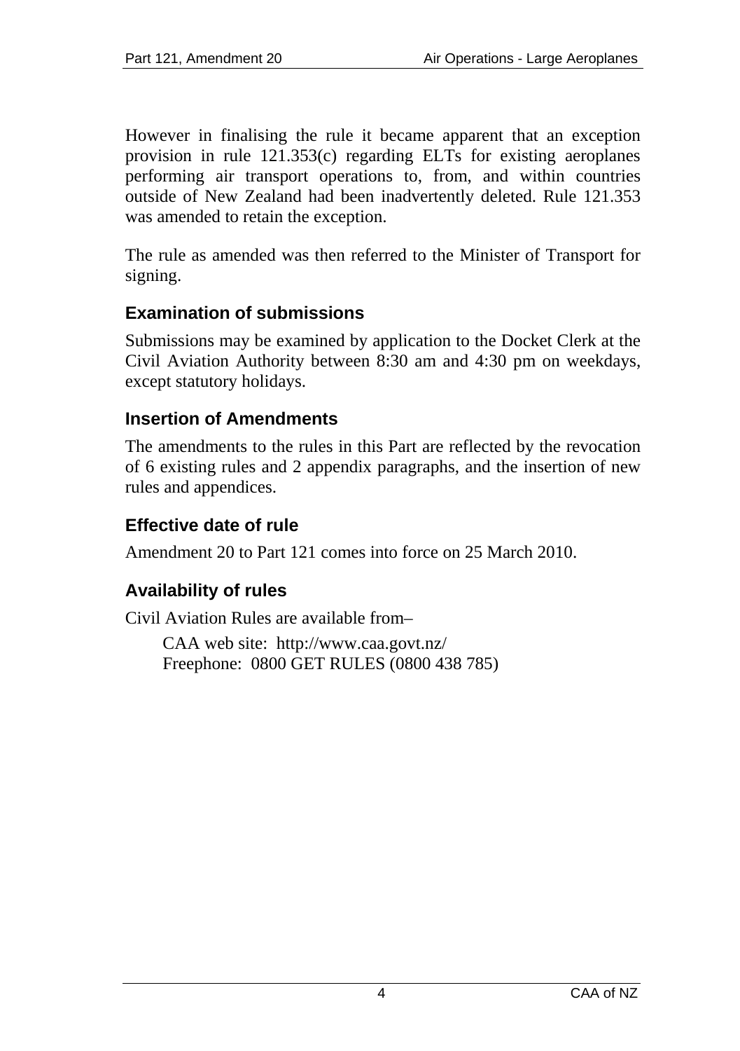However in finalising the rule it became apparent that an exception provision in rule 121.353(c) regarding ELTs for existing aeroplanes performing air transport operations to, from, and within countries outside of New Zealand had been inadvertently deleted. Rule 121.353 was amended to retain the exception.

The rule as amended was then referred to the Minister of Transport for signing.

## Examination of submissions

Submissions may be examined by application to the Docket Clerk at the Civil Aviation Authority between 8:30 am and 4:30 pm on weekdays, except statutory holidays.

## Insertion of Amendments

The amendments to the rules in this Part are reflected by the revocation of 6 existing rules and 2 appendix paragraphs, and the insertion of new rules and appendices.

## Effective date of rule

Amendment 20 to Part 121 comes into force on 25 March 2010.

## Availability of rules

Civil Aviation Rules are available from–

CAA web site: http://www.caa.govt.nz/
Freephone: 0800 GET RULES (0800 438 785)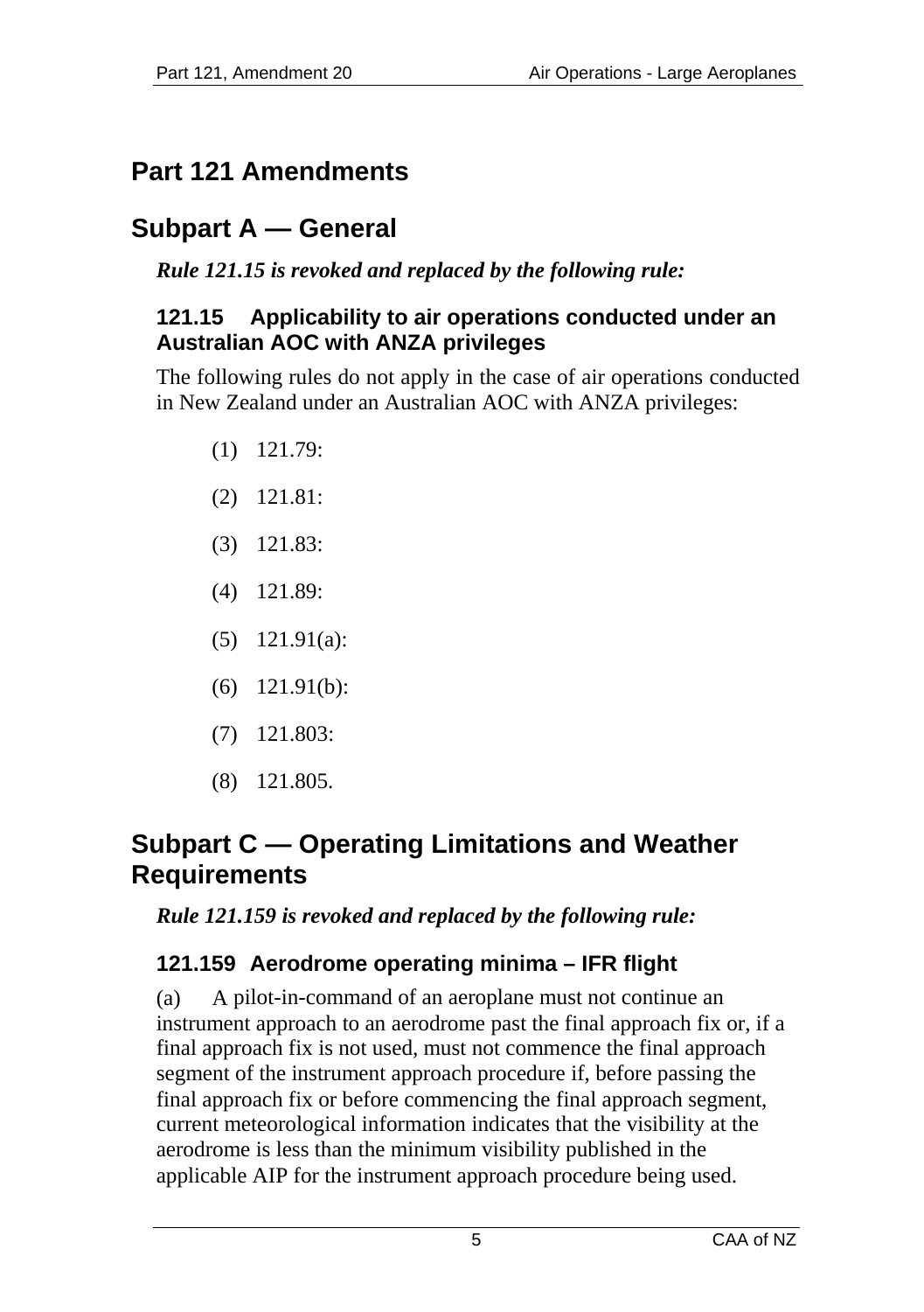# Part 121 Amendments

## Subpart A — General

*Rule 121.15 is revoked and replaced by the following rule:*

### 121.15 Applicability to air operations conducted under an Australian AOC with ANZA privileges

The following rules do not apply in the case of air operations conducted in New Zealand under an Australian AOC with ANZA privileges:

(1) 121.79:

(2) 121.81:

(3) 121.83:

(4) 121.89:

(5) 121.91(a):

(6) 121.91(b):

(7) 121.803:

(8) 121.805.

## Subpart C — Operating Limitations and Weather Requirements

*Rule 121.159 is revoked and replaced by the following rule:*

### 121.159 Aerodrome operating minima – IFR flight

(a) A pilot-in-command of an aeroplane must not continue an instrument approach to an aerodrome past the final approach fix or, if a final approach fix is not used, must not commence the final approach segment of the instrument approach procedure if, before passing the final approach fix or before commencing the final approach segment, current meteorological information indicates that the visibility at the aerodrome is less than the minimum visibility published in the applicable AIP for the instrument approach procedure being used.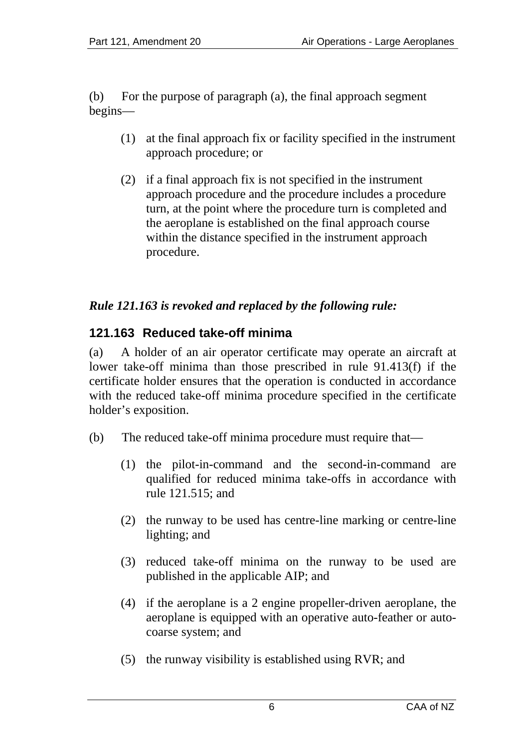(b) For the purpose of paragraph (a), the final approach segment begins—

(1) at the final approach fix or facility specified in the instrument approach procedure; or

(2) if a final approach fix is not specified in the instrument approach procedure and the procedure includes a procedure turn, at the point where the procedure turn is completed and the aeroplane is established on the final approach course within the distance specified in the instrument approach procedure.

***Rule 121.163 is revoked and replaced by the following rule:***

### 121.163 Reduced take-off minima

(a) A holder of an air operator certificate may operate an aircraft at lower take-off minima than those prescribed in rule 91.413(f) if the certificate holder ensures that the operation is conducted in accordance with the reduced take-off minima procedure specified in the certificate holder's exposition.

(b) The reduced take-off minima procedure must require that—

(1) the pilot-in-command and the second-in-command are qualified for reduced minima take-offs in accordance with rule 121.515; and

(2) the runway to be used has centre-line marking or centre-line lighting; and

(3) reduced take-off minima on the runway to be used are published in the applicable AIP; and

(4) if the aeroplane is a 2 engine propeller-driven aeroplane, the aeroplane is equipped with an operative auto-feather or auto-coarse system; and

(5) the runway visibility is established using RVR; and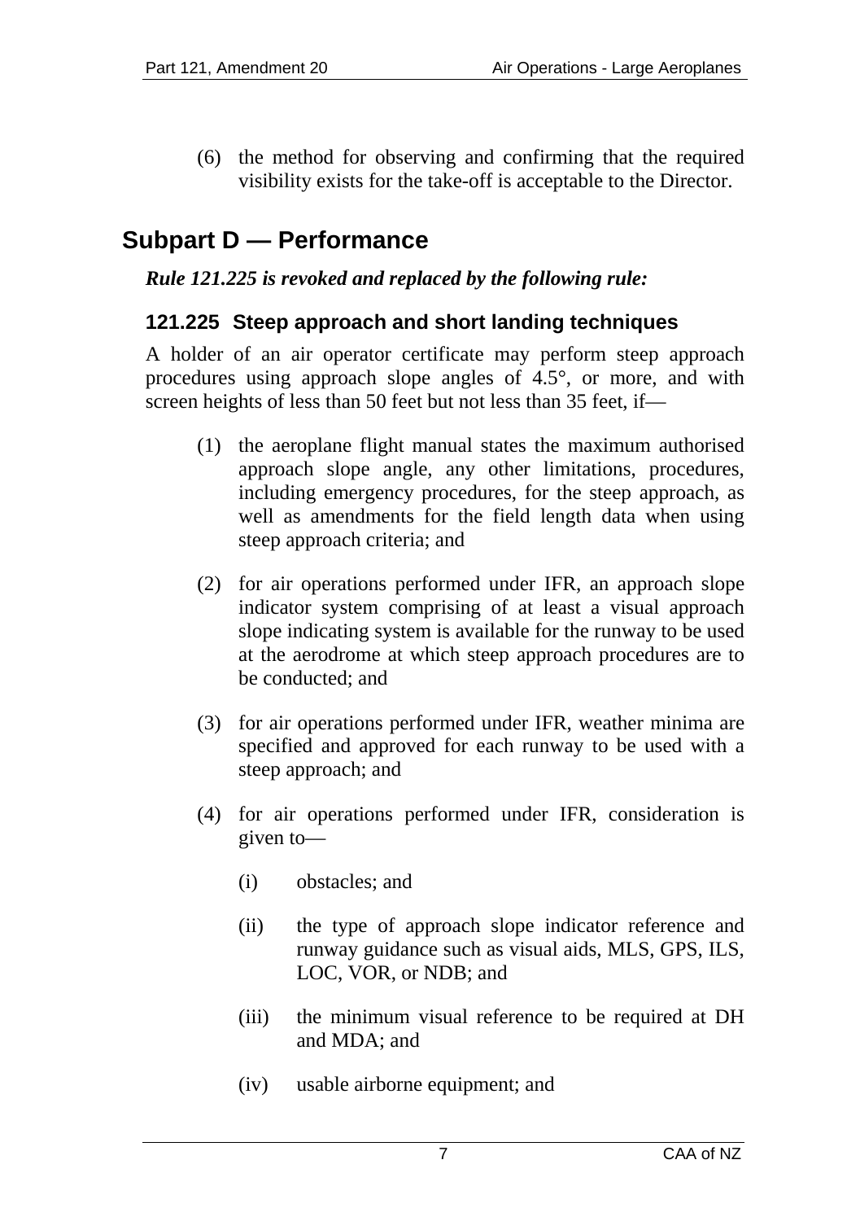(6) the method for observing and confirming that the required visibility exists for the take-off is acceptable to the Director.

## Subpart D — Performance

***Rule 121.225 is revoked and replaced by the following rule:***

### 121.225 Steep approach and short landing techniques

A holder of an air operator certificate may perform steep approach procedures using approach slope angles of 4.5°, or more, and with screen heights of less than 50 feet but not less than 35 feet, if—

(1) the aeroplane flight manual states the maximum authorised approach slope angle, any other limitations, procedures, including emergency procedures, for the steep approach, as well as amendments for the field length data when using steep approach criteria; and

(2) for air operations performed under IFR, an approach slope indicator system comprising of at least a visual approach slope indicating system is available for the runway to be used at the aerodrome at which steep approach procedures are to be conducted; and

(3) for air operations performed under IFR, weather minima are specified and approved for each runway to be used with a steep approach; and

(4) for air operations performed under IFR, consideration is given to—

(i) obstacles; and

(ii) the type of approach slope indicator reference and runway guidance such as visual aids, MLS, GPS, ILS, LOC, VOR, or NDB; and

(iii) the minimum visual reference to be required at DH and MDA; and

(iv) usable airborne equipment; and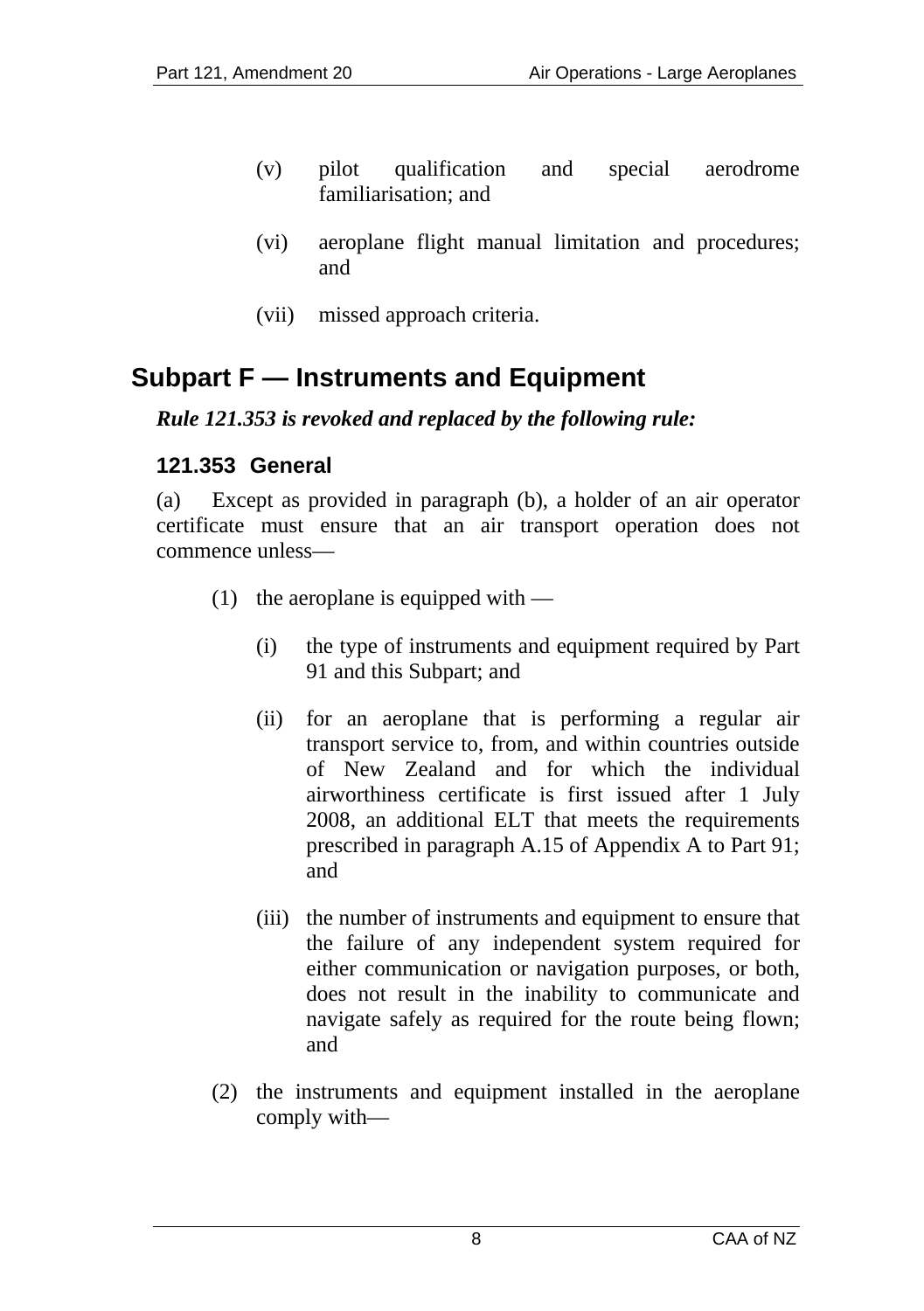(v) pilot qualification and special aerodrome familiarisation; and

(vi) aeroplane flight manual limitation and procedures; and

(vii) missed approach criteria.

## Subpart F — Instruments and Equipment

***Rule 121.353 is revoked and replaced by the following rule:***

### 121.353 General

(a) Except as provided in paragraph (b), a holder of an air operator certificate must ensure that an air transport operation does not commence unless—

(1) the aeroplane is equipped with —

(i) the type of instruments and equipment required by Part 91 and this Subpart; and

(ii) for an aeroplane that is performing a regular air transport service to, from, and within countries outside of New Zealand and for which the individual airworthiness certificate is first issued after 1 July 2008, an additional ELT that meets the requirements prescribed in paragraph A.15 of Appendix A to Part 91; and

(iii) the number of instruments and equipment to ensure that the failure of any independent system required for either communication or navigation purposes, or both, does not result in the inability to communicate and navigate safely as required for the route being flown; and

(2) the instruments and equipment installed in the aeroplane comply with—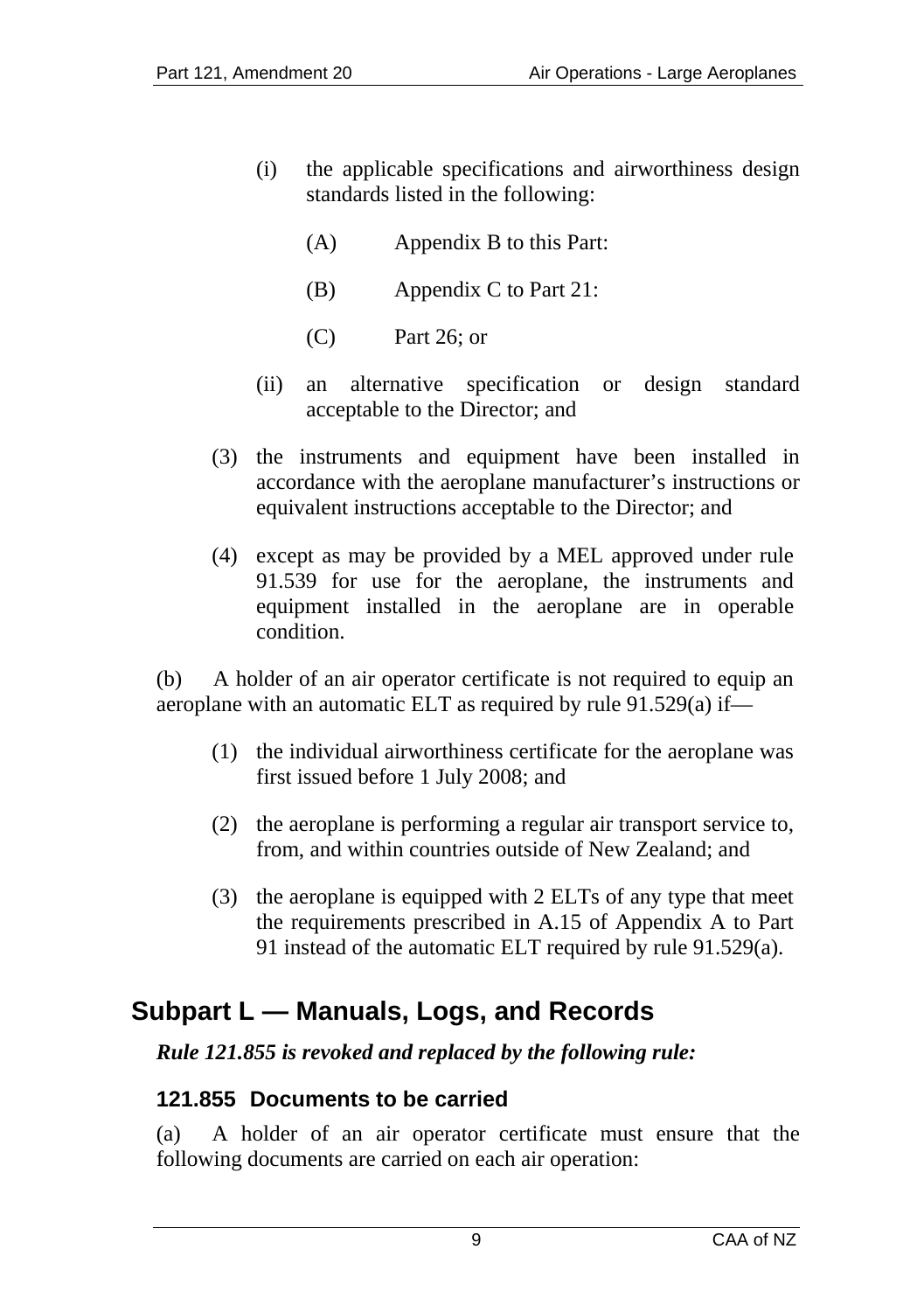(i) the applicable specifications and airworthiness design standards listed in the following:

(A) Appendix B to this Part:

(B) Appendix C to Part 21:

(C) Part 26; or

(ii) an alternative specification or design standard acceptable to the Director; and

(3) the instruments and equipment have been installed in accordance with the aeroplane manufacturer's instructions or equivalent instructions acceptable to the Director; and

(4) except as may be provided by a MEL approved under rule 91.539 for use for the aeroplane, the instruments and equipment installed in the aeroplane are in operable condition.

(b) A holder of an air operator certificate is not required to equip an aeroplane with an automatic ELT as required by rule 91.529(a) if—

(1) the individual airworthiness certificate for the aeroplane was first issued before 1 July 2008; and

(2) the aeroplane is performing a regular air transport service to, from, and within countries outside of New Zealand; and

(3) the aeroplane is equipped with 2 ELTs of any type that meet the requirements prescribed in A.15 of Appendix A to Part 91 instead of the automatic ELT required by rule 91.529(a).

## Subpart L — Manuals, Logs, and Records

***Rule 121.855 is revoked and replaced by the following rule:***

### 121.855 Documents to be carried

(a) A holder of an air operator certificate must ensure that the following documents are carried on each air operation: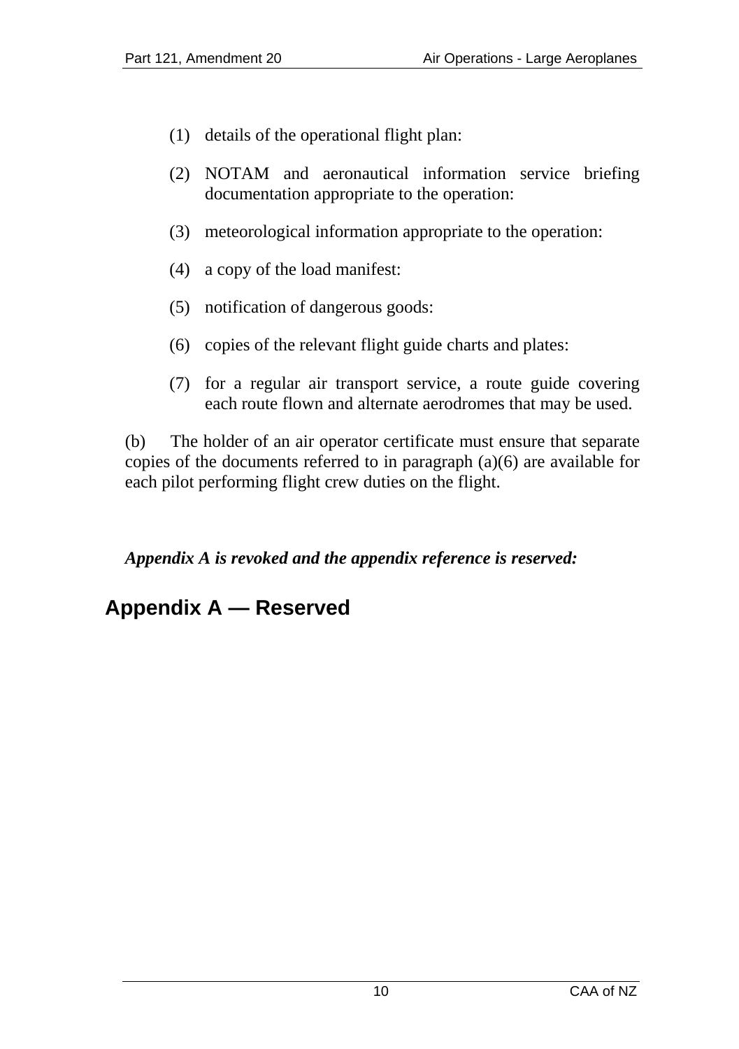(1) details of the operational flight plan:

(2) NOTAM and aeronautical information service briefing documentation appropriate to the operation:

(3) meteorological information appropriate to the operation:

(4) a copy of the load manifest:

(5) notification of dangerous goods:

(6) copies of the relevant flight guide charts and plates:

(7) for a regular air transport service, a route guide covering each route flown and alternate aerodromes that may be used.

(b) The holder of an air operator certificate must ensure that separate copies of the documents referred to in paragraph (a)(6) are available for each pilot performing flight crew duties on the flight.

***Appendix A is revoked and the appendix reference is reserved:***

## Appendix A — Reserved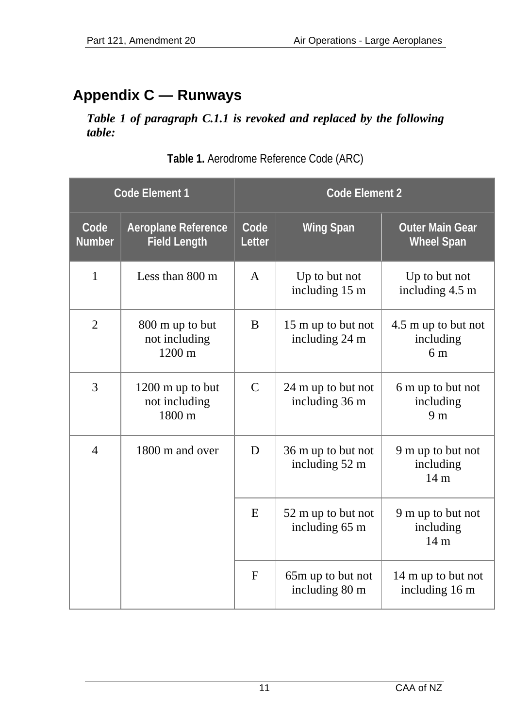## Appendix C — Runways

***Table 1 of paragraph C.1.1 is revoked and replaced by the following table:***

**Table 1.** Aerodrome Reference Code (ARC)

| Code Element 1 | | Code Element 2 | | |
|---|---|---|---|---|
| **Code Number** | **Aeroplane Reference Field Length** | **Code Letter** | **Wing Span** | **Outer Main Gear Wheel Span** |
| 1 | Less than 800 m | A | Up to but not including 15 m | Up to but not including 4.5 m |
| 2 | 800 m up to but not including 1200 m | B | 15 m up to but not including 24 m | 4.5 m up to but not including 6 m |
| 3 | 1200 m up to but not including 1800 m | C | 24 m up to but not including 36 m | 6 m up to but not including 9 m |
| 4 | 1800 m and over | D | 36 m up to but not including 52 m | 9 m up to but not including 14 m |
| | | E | 52 m up to but not including 65 m | 9 m up to but not including 14 m |
| | | F | 65m up to but not including 80 m | 14 m up to but not including 16 m |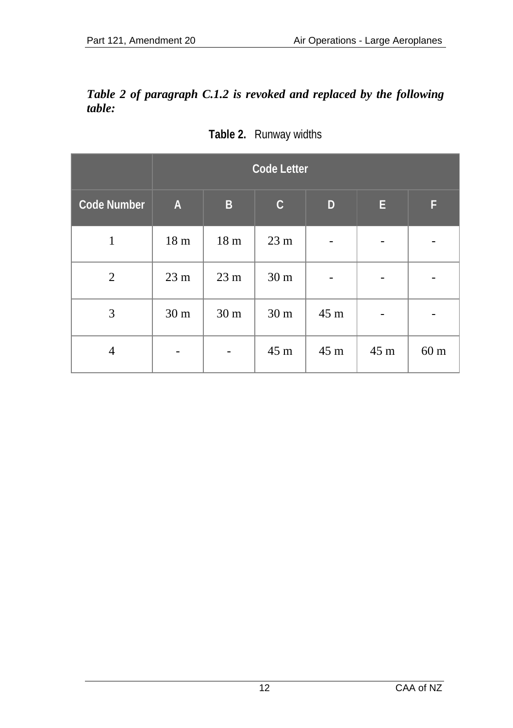***Table 2 of paragraph C.1.2 is revoked and replaced by the following table:***

**Table 2.** Runway widths

| | Code Letter | | | | | |
|---|---|---|---|---|---|---|
| **Code Number** | **A** | **B** | **C** | **D** | **E** | **F** |
| 1 | 18 m | 18 m | 23 m | - | - | - |
| 2 | 23 m | 23 m | 30 m | - | - | - |
| 3 | 30 m | 30 m | 30 m | 45 m | - | - |
| 4 | - | - | 45 m | 45 m | 45 m | 60 m |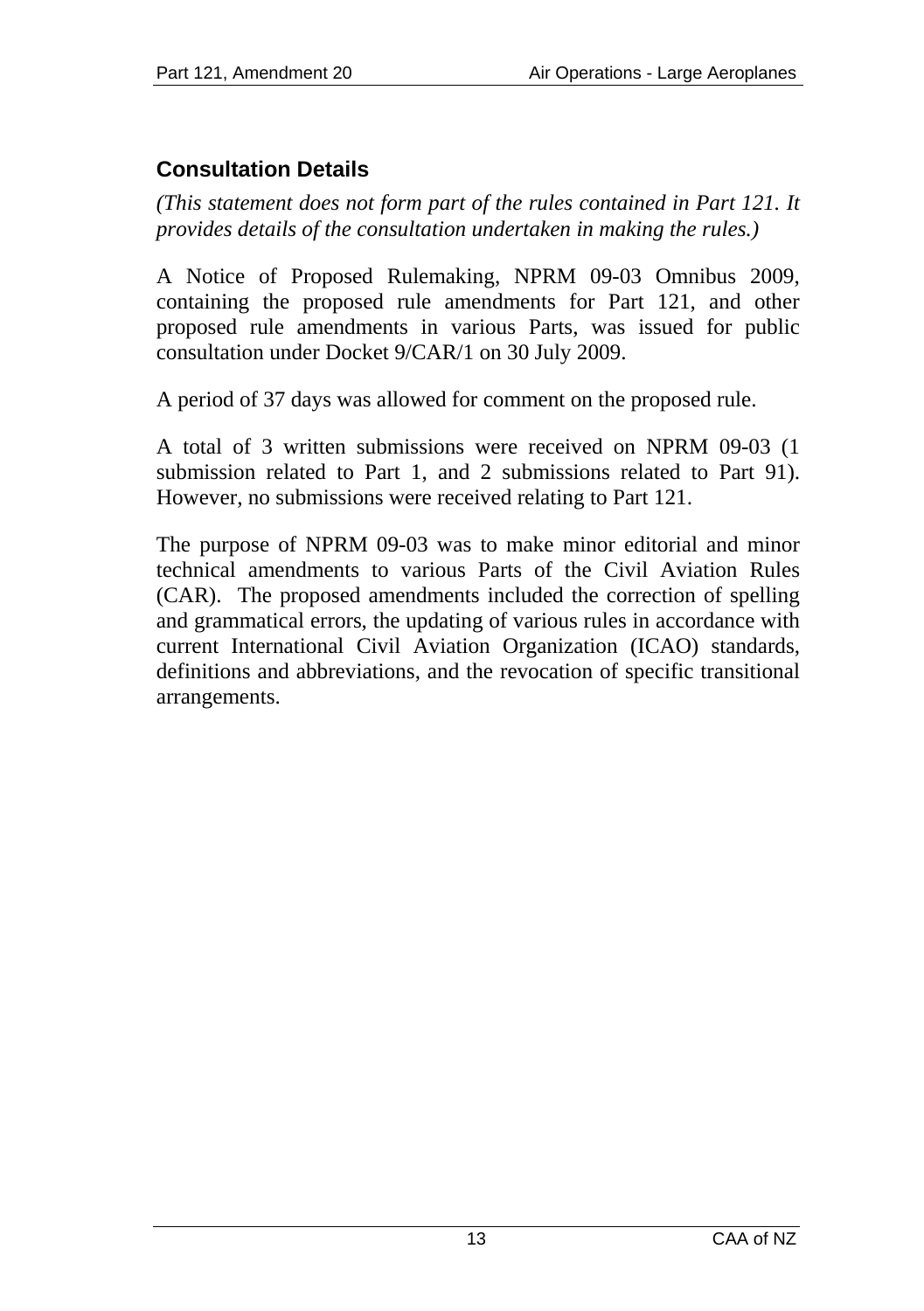## Consultation Details

*(This statement does not form part of the rules contained in Part 121. It provides details of the consultation undertaken in making the rules.)*

A Notice of Proposed Rulemaking, NPRM 09-03 Omnibus 2009, containing the proposed rule amendments for Part 121, and other proposed rule amendments in various Parts, was issued for public consultation under Docket 9/CAR/1 on 30 July 2009.

A period of 37 days was allowed for comment on the proposed rule.

A total of 3 written submissions were received on NPRM 09-03 (1 submission related to Part 1, and 2 submissions related to Part 91). However, no submissions were received relating to Part 121.

The purpose of NPRM 09-03 was to make minor editorial and minor technical amendments to various Parts of the Civil Aviation Rules (CAR). The proposed amendments included the correction of spelling and grammatical errors, the updating of various rules in accordance with current International Civil Aviation Organization (ICAO) standards, definitions and abbreviations, and the revocation of specific transitional arrangements.